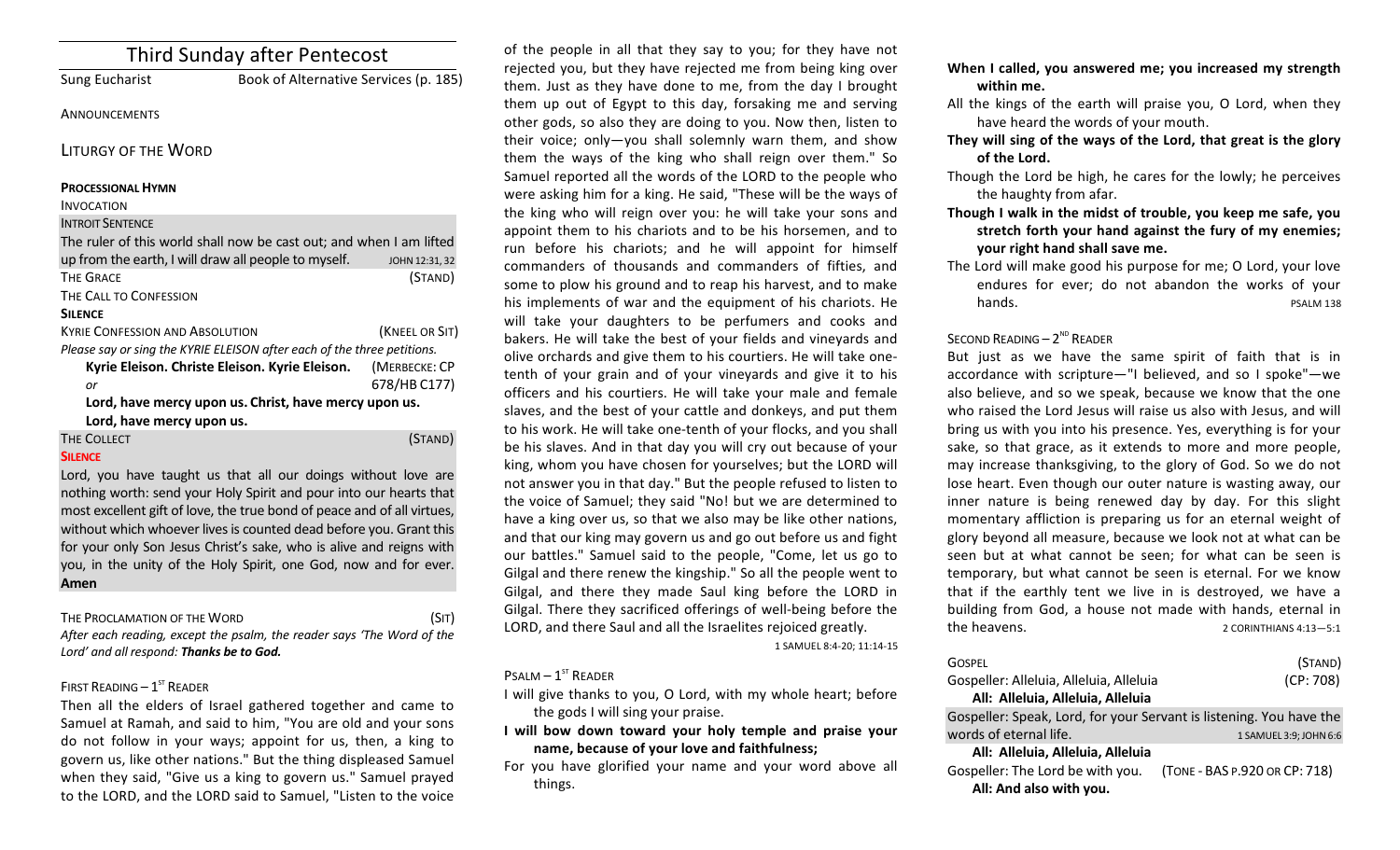# Third Sunday after Pentecost

Sung Eucharist — Book of Alternative Services (p. 185)

ANNOUNCEMENTS

## LITURGY OF THE WORD

**PROCESSIONAL HYMN**

INVOCATION

INTROIT SENTENCE

The ruler of this world shall now be cast out; and when I am lifted up from the earth, I will draw all people to myself. — JOHN 12:31, 32

THE GRACE (STAND)

THE CALL TO CONFESSION

**SILENCE**

KYRIE CONFESSION AND ABSOLUTION (KNEEL OR SIT)

*Please say or sing the KYRIE ELEISON after each of the three petitions.*

**Kyrie Eleison. Christe Eleison. Kyrie Eleison.** (MERBECKE: CP 678/HB C177)

*or*

**Lord, have mercy upon us. Christ, have mercy upon us. Lord, have mercy upon us.**

THE COLLECT (STAND)

**SILENCE**

Lord, you have taught us that all our doings without love are nothing worth: send your Holy Spirit and pour into our hearts that most excellent gift of love, the true bond of peace and of all virtues, without which whoever lives is counted dead before you. Grant this for your only Son Jesus Christ's sake, who is alive and reigns with you, in the unity of the Holy Spirit, one God, now and for ever. **Amen**

THE PROCLAMATION OF THE WORD (SIT)

*After each reading, except the psalm, the reader says 'The Word of the Lord' and all respond: **Thanks be to God.***

FIRST READING – 1ST READER

Then all the elders of Israel gathered together and came to Samuel at Ramah, and said to him, "You are old and your sons do not follow in your ways; appoint for us, then, a king to govern us, like other nations." But the thing displeased Samuel when they said, "Give us a king to govern us." Samuel prayed to the LORD, and the LORD said to Samuel, "Listen to the voice of the people in all that they say to you; for they have not rejected you, but they have rejected me from being king over them. Just as they have done to me, from the day I brought them up out of Egypt to this day, forsaking me and serving other gods, so also they are doing to you. Now then, listen to their voice; only—you shall solemnly warn them, and show them the ways of the king who shall reign over them." So Samuel reported all the words of the LORD to the people who were asking him for a king. He said, "These will be the ways of the king who will reign over you: he will take your sons and appoint them to his chariots and to be his horsemen, and to run before his chariots; and he will appoint for himself commanders of thousands and commanders of fifties, and some to plow his ground and to reap his harvest, and to make his implements of war and the equipment of his chariots. He will take your daughters to be perfumers and cooks and bakers. He will take the best of your fields and vineyards and olive orchards and give them to his courtiers. He will take one-tenth of your grain and of your vineyards and give it to his officers and his courtiers. He will take your male and female slaves, and the best of your cattle and donkeys, and put them to his work. He will take one-tenth of your flocks, and you shall be his slaves. And in that day you will cry out because of your king, whom you have chosen for yourselves; but the LORD will not answer you in that day." But the people refused to listen to the voice of Samuel; they said "No! but we are determined to have a king over us, so that we also may be like other nations, and that our king may govern us and go out before us and fight our battles." Samuel said to the people, "Come, let us go to Gilgal and there renew the kingship." So all the people went to Gilgal, and there they made Saul king before the LORD in Gilgal. There they sacrificed offerings of well-being before the LORD, and there Saul and all the Israelites rejoiced greatly.

1 SAMUEL 8:4-20; 11:14-15

PSALM – 1ST READER

I will give thanks to you, O Lord, with my whole heart; before the gods I will sing your praise.

**I will bow down toward your holy temple and praise your name, because of your love and faithfulness;**

For you have glorified your name and your word above all things.

**When I called, you answered me; you increased my strength within me.**

All the kings of the earth will praise you, O Lord, when they have heard the words of your mouth.

**They will sing of the ways of the Lord, that great is the glory of the Lord.**

Though the Lord be high, he cares for the lowly; he perceives the haughty from afar.

**Though I walk in the midst of trouble, you keep me safe, you stretch forth your hand against the fury of my enemies; your right hand shall save me.**

The Lord will make good his purpose for me; O Lord, your love endures for ever; do not abandon the works of your hands.

PSALM 138

SECOND READING – 2ND READER

But just as we have the same spirit of faith that is in accordance with scripture—"I believed, and so I spoke"—we also believe, and so we speak, because we know that the one who raised the Lord Jesus will raise us also with Jesus, and will bring us with you into his presence. Yes, everything is for your sake, so that grace, as it extends to more and more people, may increase thanksgiving, to the glory of God. So we do not lose heart. Even though our outer nature is wasting away, our inner nature is being renewed day by day. For this slight momentary affliction is preparing us for an eternal weight of glory beyond all measure, because we look not at what can be seen but at what cannot be seen; for what can be seen is temporary, but what cannot be seen is eternal. For we know that if the earthly tent we live in is destroyed, we have a building from God, a house not made with hands, eternal in the heavens.

2 CORINTHIANS 4:13—5:1

GOSPEL (STAND)

Gospeller: Alleluia, Alleluia, Alleluia (CP: 708)

**All: Alleluia, Alleluia, Alleluia**

Gospeller: Speak, Lord, for your Servant is listening. You have the words of eternal life. — 1 SAMUEL 3:9; JOHN 6:6

**All: Alleluia, Alleluia, Alleluia**

Gospeller: The Lord be with you. (TONE - BAS P.920 OR CP: 718)

**All: And also with you.**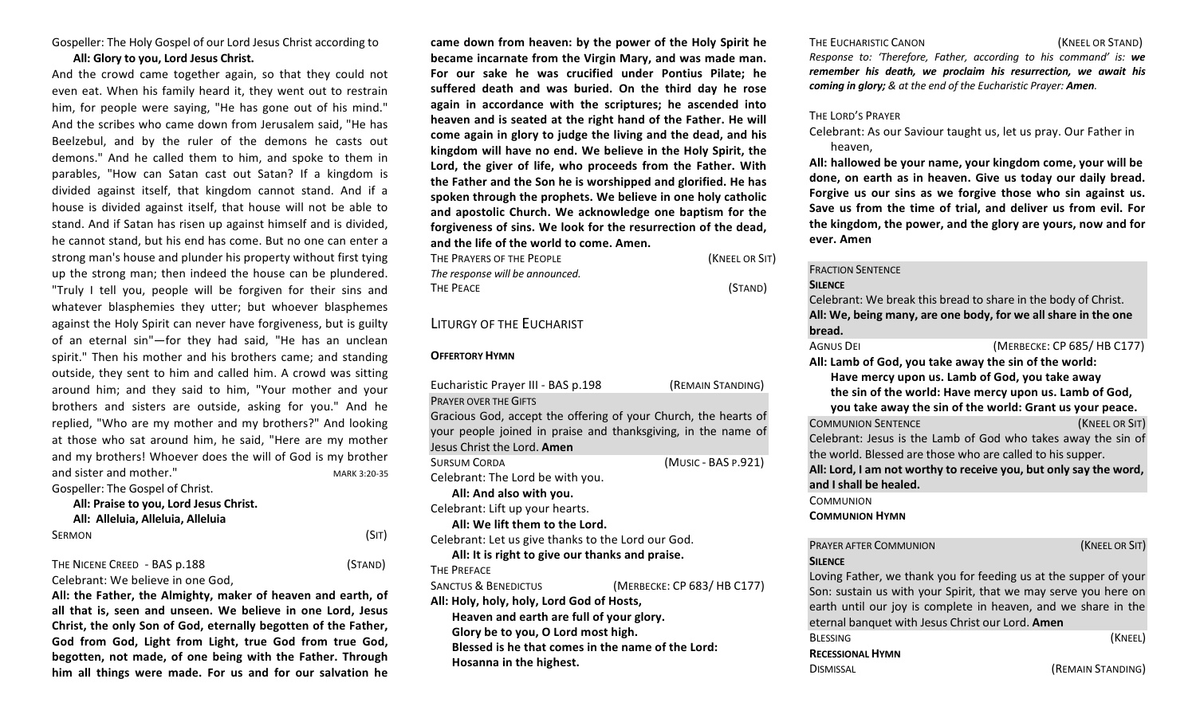Gospeller: The Holy Gospel of our Lord Jesus Christ according to

**All: Glory to you, Lord Jesus Christ.**

And the crowd came together again, so that they could not even eat. When his family heard it, they went out to restrain him, for people were saying, "He has gone out of his mind." And the scribes who came down from Jerusalem said, "He has Beelzebul, and by the ruler of the demons he casts out demons." And he called them to him, and spoke to them in parables, "How can Satan cast out Satan? If a kingdom is divided against itself, that kingdom cannot stand. And if a house is divided against itself, that house will not be able to stand. And if Satan has risen up against himself and is divided, he cannot stand, but his end has come. But no one can enter a strong man's house and plunder his property without first tying up the strong man; then indeed the house can be plundered. "Truly I tell you, people will be forgiven for their sins and whatever blasphemies they utter; but whoever blasphemes against the Holy Spirit can never have forgiveness, but is guilty of an eternal sin"—for they had said, "He has an unclean spirit." Then his mother and his brothers came; and standing outside, they sent to him and called him. A crowd was sitting around him; and they said to him, "Your mother and your brothers and sisters are outside, asking for you." And he replied, "Who are my mother and my brothers?" And looking at those who sat around him, he said, "Here are my mother and my brothers! Whoever does the will of God is my brother and sister and mother." MARK 3:20-35

Gospeller: The Gospel of Christ.

**All: Praise to you, Lord Jesus Christ.**

**All: Alleluia, Alleluia, Alleluia**

SERMON (SIT)

THE NICENE CREED - BAS p.188 (STAND)

Celebrant: We believe in one God,

**All: the Father, the Almighty, maker of heaven and earth, of all that is, seen and unseen. We believe in one Lord, Jesus Christ, the only Son of God, eternally begotten of the Father, God from God, Light from Light, true God from true God, begotten, not made, of one being with the Father. Through him all things were made. For us and for our salvation he came down from heaven: by the power of the Holy Spirit he became incarnate from the Virgin Mary, and was made man. For our sake he was crucified under Pontius Pilate; he suffered death and was buried. On the third day he rose again in accordance with the scriptures; he ascended into heaven and is seated at the right hand of the Father. He will come again in glory to judge the living and the dead, and his kingdom will have no end. We believe in the Holy Spirit, the Lord, the giver of life, who proceeds from the Father. With the Father and the Son he is worshipped and glorified. He has spoken through the prophets. We believe in one holy catholic and apostolic Church. We acknowledge one baptism for the forgiveness of sins. We look for the resurrection of the dead, and the life of the world to come. Amen.**

THE PRAYERS OF THE PEOPLE (KNEEL OR SIT)

*The response will be announced.*

THE PEACE (STAND)

## LITURGY OF THE EUCHARIST

**OFFERTORY HYMN**

Eucharistic Prayer III - BAS p.198 (REMAIN STANDING)

PRAYER OVER THE GIFTS

Gracious God, accept the offering of your Church, the hearts of your people joined in praise and thanksgiving, in the name of Jesus Christ the Lord. **Amen**

SURSUM CORDA (MUSIC - BAS P.921)

Celebrant: The Lord be with you.

**All: And also with you.**

Celebrant: Lift up your hearts.

**All: We lift them to the Lord.**

Celebrant: Let us give thanks to the Lord our God.

**All: It is right to give our thanks and praise.**

THE PREFACE

SANCTUS & BENEDICTUS (MERBECKE: CP 683/ HB C177)

**All: Holy, holy, holy, Lord God of Hosts,**
**Heaven and earth are full of your glory.**
**Glory be to you, O Lord most high.**
**Blessed is he that comes in the name of the Lord:**
**Hosanna in the highest.**

THE EUCHARISTIC CANON (KNEEL OR STAND)

*Response to: 'Therefore, Father, according to his command' is:* ***we remember his death, we proclaim his resurrection, we await his coming in glory;*** *& at the end of the Eucharistic Prayer:* ***Amen****.*

THE LORD'S PRAYER

Celebrant: As our Saviour taught us, let us pray. Our Father in heaven,

**All: hallowed be your name, your kingdom come, your will be done, on earth as in heaven. Give us today our daily bread. Forgive us our sins as we forgive those who sin against us. Save us from the time of trial, and deliver us from evil. For the kingdom, the power, and the glory are yours, now and for ever. Amen**

FRACTION SENTENCE

**SILENCE**

Celebrant: We break this bread to share in the body of Christ.

**All: We, being many, are one body, for we all share in the one bread.**

AGNUS DEI (MERBECKE: CP 685/ HB C177)

**All: Lamb of God, you take away the sin of the world:**
**Have mercy upon us. Lamb of God, you take away the sin of the world: Have mercy upon us. Lamb of God, you take away the sin of the world: Grant us your peace.**

COMMUNION SENTENCE (KNEEL OR SIT)

Celebrant: Jesus is the Lamb of God who takes away the sin of the world. Blessed are those who are called to his supper.

**All: Lord, I am not worthy to receive you, but only say the word, and I shall be healed.**

COMMUNION

**COMMUNION HYMN**

PRAYER AFTER COMMUNION (KNEEL OR SIT)

**SILENCE**

Loving Father, we thank you for feeding us at the supper of your Son: sustain us with your Spirit, that we may serve you here on earth until our joy is complete in heaven, and we share in the eternal banquet with Jesus Christ our Lord. **Amen**

BLESSING (KNEEL)

**RECESSIONAL HYMN**

DISMISSAL (REMAIN STANDING)